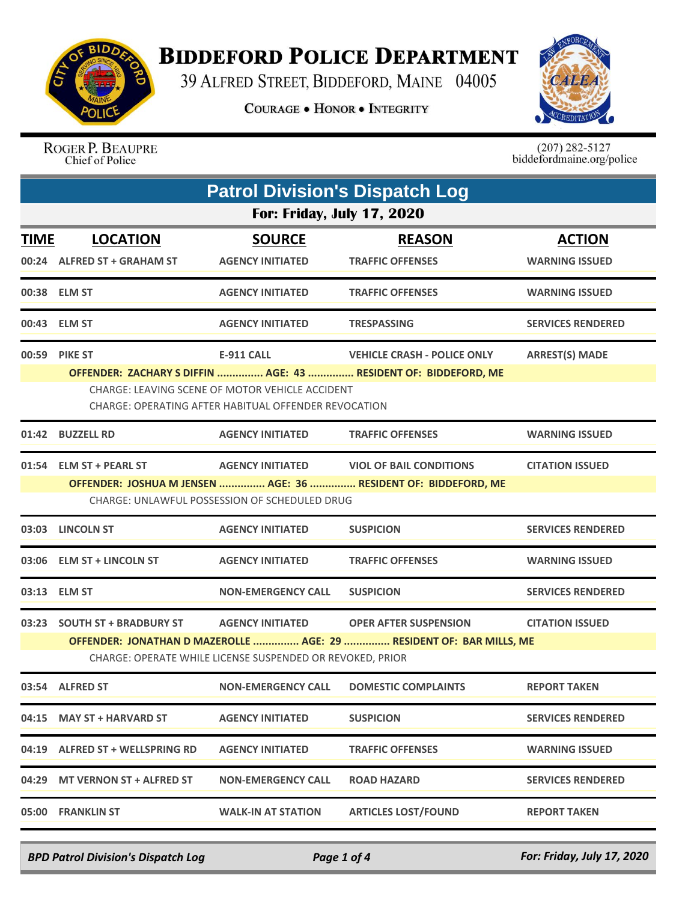# BIDDEFORD POLICE DEPARTMENT

39 ALFRED STREET, BIDDEFORD, MAINE 04005

COURAGE • HONOR • INTEGRITY

ROGER P. BEAUPRE
Chief of Police

(207) 282-5127
biddefordmaine.org/police

## Patrol Division's Dispatch Log

### For: Friday, July 17, 2020

| TIME | LOCATION | SOURCE | REASON | ACTION |
|---|---|---|---|---|
| 00:24 | ALFRED ST + GRAHAM ST | AGENCY INITIATED | TRAFFIC OFFENSES | WARNING ISSUED |
| 00:38 | ELM ST | AGENCY INITIATED | TRAFFIC OFFENSES | WARNING ISSUED |
| 00:43 | ELM ST | AGENCY INITIATED | TRESPASSING | SERVICES RENDERED |
| 00:59 | PIKE ST | E-911 CALL | VEHICLE CRASH - POLICE ONLY | ARREST(S) MADE |
| | OFFENDER: ZACHARY S DIFFIN ............... AGE: 43 ............... RESIDENT OF: BIDDEFORD, ME<br>CHARGE: LEAVING SCENE OF MOTOR VEHICLE ACCIDENT<br>CHARGE: OPERATING AFTER HABITUAL OFFENDER REVOCATION | | | |
| 01:42 | BUZZELL RD | AGENCY INITIATED | TRAFFIC OFFENSES | WARNING ISSUED |
| 01:54 | ELM ST + PEARL ST | AGENCY INITIATED | VIOL OF BAIL CONDITIONS | CITATION ISSUED |
| | OFFENDER: JOSHUA M JENSEN ............... AGE: 36 ............... RESIDENT OF: BIDDEFORD, ME<br>CHARGE: UNLAWFUL POSSESSION OF SCHEDULED DRUG | | | |
| 03:03 | LINCOLN ST | AGENCY INITIATED | SUSPICION | SERVICES RENDERED |
| 03:06 | ELM ST + LINCOLN ST | AGENCY INITIATED | TRAFFIC OFFENSES | WARNING ISSUED |
| 03:13 | ELM ST | NON-EMERGENCY CALL | SUSPICION | SERVICES RENDERED |
| 03:23 | SOUTH ST + BRADBURY ST | AGENCY INITIATED | OPER AFTER SUSPENSION | CITATION ISSUED |
| | OFFENDER: JONATHAN D MAZEROLLE ............... AGE: 29 ............... RESIDENT OF: BAR MILLS, ME<br>CHARGE: OPERATE WHILE LICENSE SUSPENDED OR REVOKED, PRIOR | | | |
| 03:54 | ALFRED ST | NON-EMERGENCY CALL | DOMESTIC COMPLAINTS | REPORT TAKEN |
| 04:15 | MAY ST + HARVARD ST | AGENCY INITIATED | SUSPICION | SERVICES RENDERED |
| 04:19 | ALFRED ST + WELLSPRING RD | AGENCY INITIATED | TRAFFIC OFFENSES | WARNING ISSUED |
| 04:29 | MT VERNON ST + ALFRED ST | NON-EMERGENCY CALL | ROAD HAZARD | SERVICES RENDERED |
| 05:00 | FRANKLIN ST | WALK-IN AT STATION | ARTICLES LOST/FOUND | REPORT TAKEN |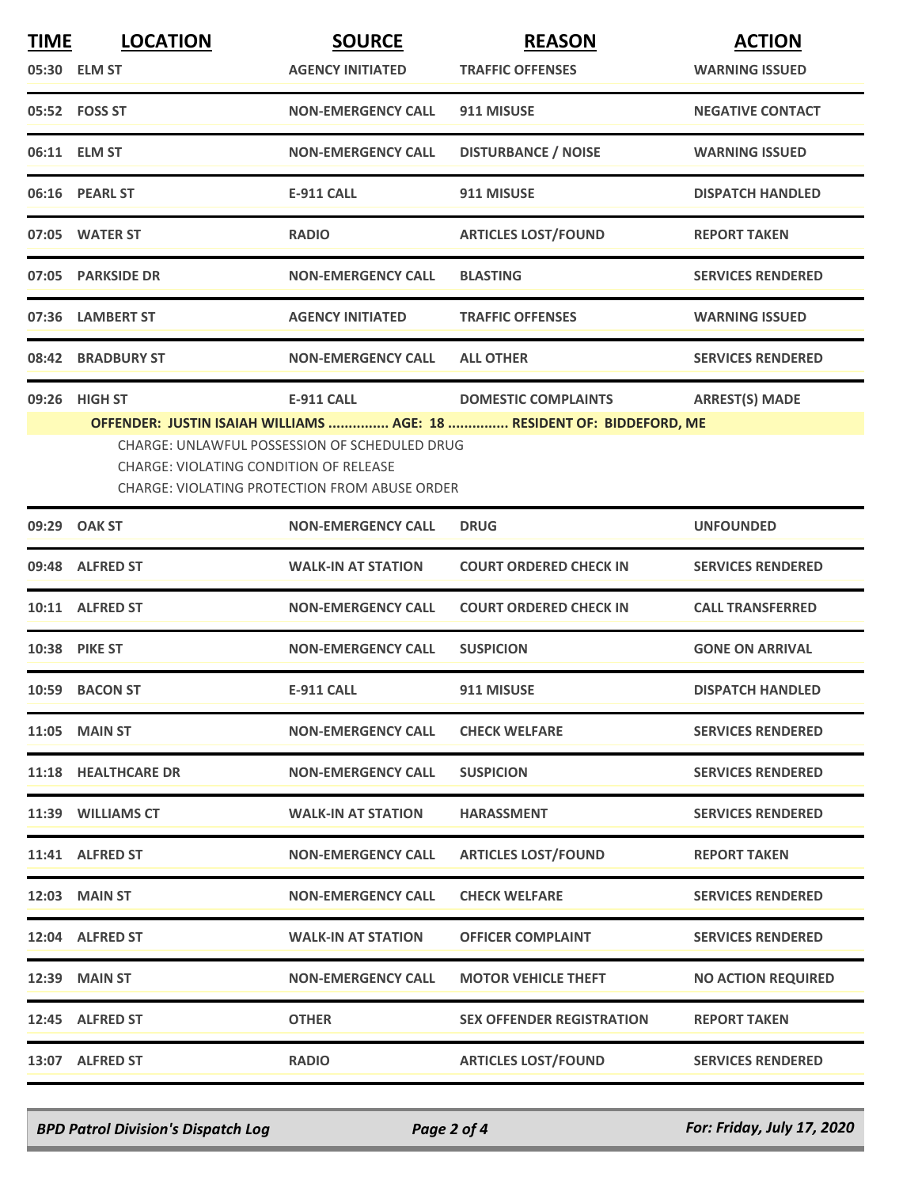| TIME | LOCATION | SOURCE | REASON | ACTION |
|---|---|---|---|---|
| 05:30 | ELM ST | AGENCY INITIATED | TRAFFIC OFFENSES | WARNING ISSUED |
| 05:52 | FOSS ST | NON-EMERGENCY CALL | 911 MISUSE | NEGATIVE CONTACT |
| 06:11 | ELM ST | NON-EMERGENCY CALL | DISTURBANCE / NOISE | WARNING ISSUED |
| 06:16 | PEARL ST | E-911 CALL | 911 MISUSE | DISPATCH HANDLED |
| 07:05 | WATER ST | RADIO | ARTICLES LOST/FOUND | REPORT TAKEN |
| 07:05 | PARKSIDE DR | NON-EMERGENCY CALL | BLASTING | SERVICES RENDERED |
| 07:36 | LAMBERT ST | AGENCY INITIATED | TRAFFIC OFFENSES | WARNING ISSUED |
| 08:42 | BRADBURY ST | NON-EMERGENCY CALL | ALL OTHER | SERVICES RENDERED |
| 09:26 | HIGH ST | E-911 CALL | DOMESTIC COMPLAINTS | ARREST(S) MADE |

**OFFENDER: JUSTIN ISAIAH WILLIAMS ............... AGE: 18 ............... RESIDENT OF: BIDDEFORD, ME**

CHARGE: UNLAWFUL POSSESSION OF SCHEDULED DRUG
CHARGE: VIOLATING CONDITION OF RELEASE
CHARGE: VIOLATING PROTECTION FROM ABUSE ORDER

| TIME | LOCATION | SOURCE | REASON | ACTION |
|---|---|---|---|---|
| 09:29 | OAK ST | NON-EMERGENCY CALL | DRUG | UNFOUNDED |
| 09:48 | ALFRED ST | WALK-IN AT STATION | COURT ORDERED CHECK IN | SERVICES RENDERED |
| 10:11 | ALFRED ST | NON-EMERGENCY CALL | COURT ORDERED CHECK IN | CALL TRANSFERRED |
| 10:38 | PIKE ST | NON-EMERGENCY CALL | SUSPICION | GONE ON ARRIVAL |
| 10:59 | BACON ST | E-911 CALL | 911 MISUSE | DISPATCH HANDLED |
| 11:05 | MAIN ST | NON-EMERGENCY CALL | CHECK WELFARE | SERVICES RENDERED |
| 11:18 | HEALTHCARE DR | NON-EMERGENCY CALL | SUSPICION | SERVICES RENDERED |
| 11:39 | WILLIAMS CT | WALK-IN AT STATION | HARASSMENT | SERVICES RENDERED |
| 11:41 | ALFRED ST | NON-EMERGENCY CALL | ARTICLES LOST/FOUND | REPORT TAKEN |
| 12:03 | MAIN ST | NON-EMERGENCY CALL | CHECK WELFARE | SERVICES RENDERED |
| 12:04 | ALFRED ST | WALK-IN AT STATION | OFFICER COMPLAINT | SERVICES RENDERED |
| 12:39 | MAIN ST | NON-EMERGENCY CALL | MOTOR VEHICLE THEFT | NO ACTION REQUIRED |
| 12:45 | ALFRED ST | OTHER | SEX OFFENDER REGISTRATION | REPORT TAKEN |
| 13:07 | ALFRED ST | RADIO | ARTICLES LOST/FOUND | SERVICES RENDERED |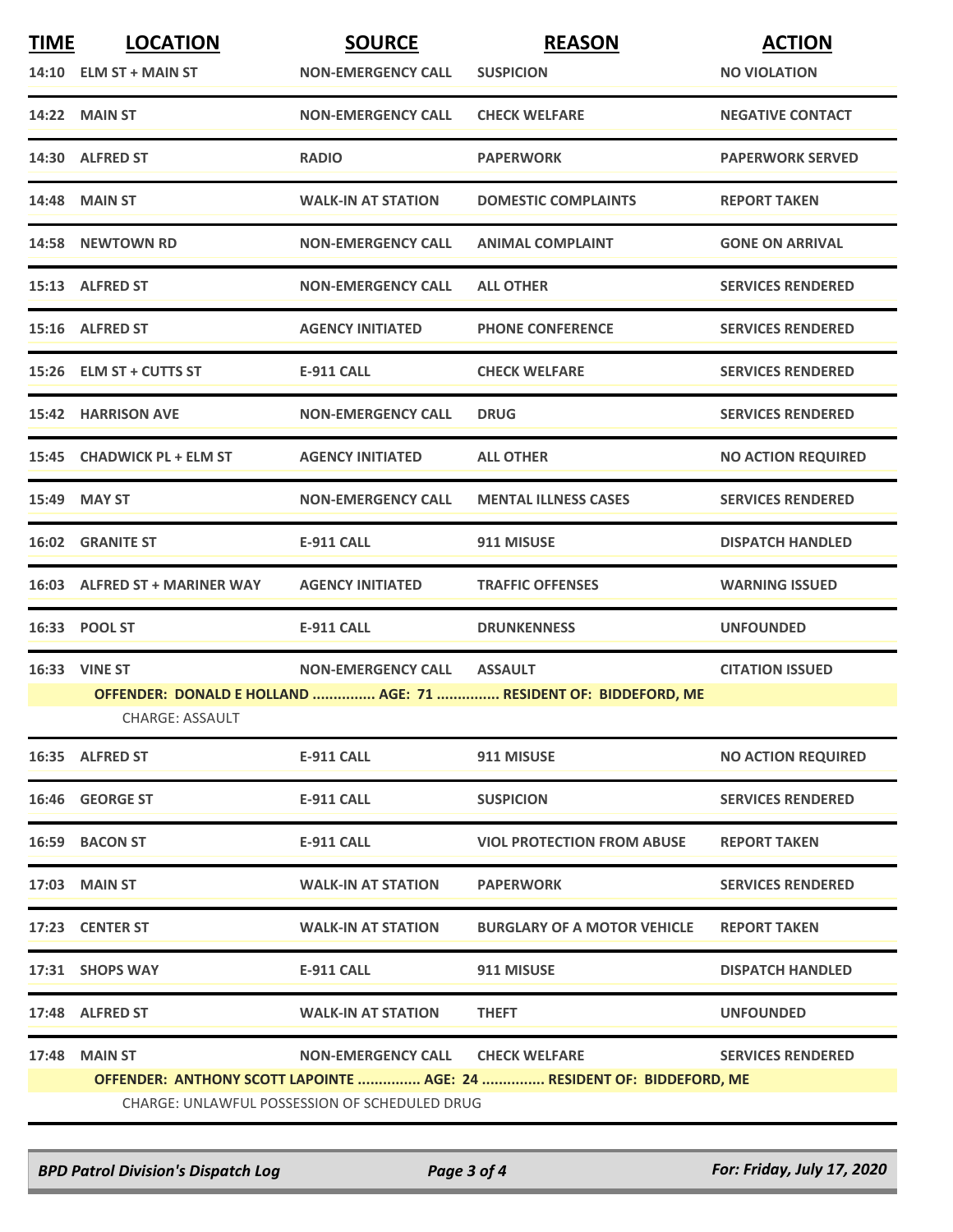| TIME | LOCATION | SOURCE | REASON | ACTION |
|---|---|---|---|---|
| 14:10 | ELM ST + MAIN ST | NON-EMERGENCY CALL | SUSPICION | NO VIOLATION |
| 14:22 | MAIN ST | NON-EMERGENCY CALL | CHECK WELFARE | NEGATIVE CONTACT |
| 14:30 | ALFRED ST | RADIO | PAPERWORK | PAPERWORK SERVED |
| 14:48 | MAIN ST | WALK-IN AT STATION | DOMESTIC COMPLAINTS | REPORT TAKEN |
| 14:58 | NEWTOWN RD | NON-EMERGENCY CALL | ANIMAL COMPLAINT | GONE ON ARRIVAL |
| 15:13 | ALFRED ST | NON-EMERGENCY CALL | ALL OTHER | SERVICES RENDERED |
| 15:16 | ALFRED ST | AGENCY INITIATED | PHONE CONFERENCE | SERVICES RENDERED |
| 15:26 | ELM ST + CUTTS ST | E-911 CALL | CHECK WELFARE | SERVICES RENDERED |
| 15:42 | HARRISON AVE | NON-EMERGENCY CALL | DRUG | SERVICES RENDERED |
| 15:45 | CHADWICK PL + ELM ST | AGENCY INITIATED | ALL OTHER | NO ACTION REQUIRED |
| 15:49 | MAY ST | NON-EMERGENCY CALL | MENTAL ILLNESS CASES | SERVICES RENDERED |
| 16:02 | GRANITE ST | E-911 CALL | 911 MISUSE | DISPATCH HANDLED |
| 16:03 | ALFRED ST + MARINER WAY | AGENCY INITIATED | TRAFFIC OFFENSES | WARNING ISSUED |
| 16:33 | POOL ST | E-911 CALL | DRUNKENNESS | UNFOUNDED |
| 16:33 | VINE ST | NON-EMERGENCY CALL | ASSAULT | CITATION ISSUED |
| | OFFENDER: DONALD E HOLLAND ............... AGE: 71 ............... RESIDENT OF: BIDDEFORD, ME | | | |
| | CHARGE: ASSAULT | | | |
| 16:35 | ALFRED ST | E-911 CALL | 911 MISUSE | NO ACTION REQUIRED |
| 16:46 | GEORGE ST | E-911 CALL | SUSPICION | SERVICES RENDERED |
| 16:59 | BACON ST | E-911 CALL | VIOL PROTECTION FROM ABUSE | REPORT TAKEN |
| 17:03 | MAIN ST | WALK-IN AT STATION | PAPERWORK | SERVICES RENDERED |
| 17:23 | CENTER ST | WALK-IN AT STATION | BURGLARY OF A MOTOR VEHICLE | REPORT TAKEN |
| 17:31 | SHOPS WAY | E-911 CALL | 911 MISUSE | DISPATCH HANDLED |
| 17:48 | ALFRED ST | WALK-IN AT STATION | THEFT | UNFOUNDED |
| 17:48 | MAIN ST | NON-EMERGENCY CALL | CHECK WELFARE | SERVICES RENDERED |
| | OFFENDER: ANTHONY SCOTT LAPOINTE ............... AGE: 24 ............... RESIDENT OF: BIDDEFORD, ME | | | |
| | CHARGE: UNLAWFUL POSSESSION OF SCHEDULED DRUG | | | |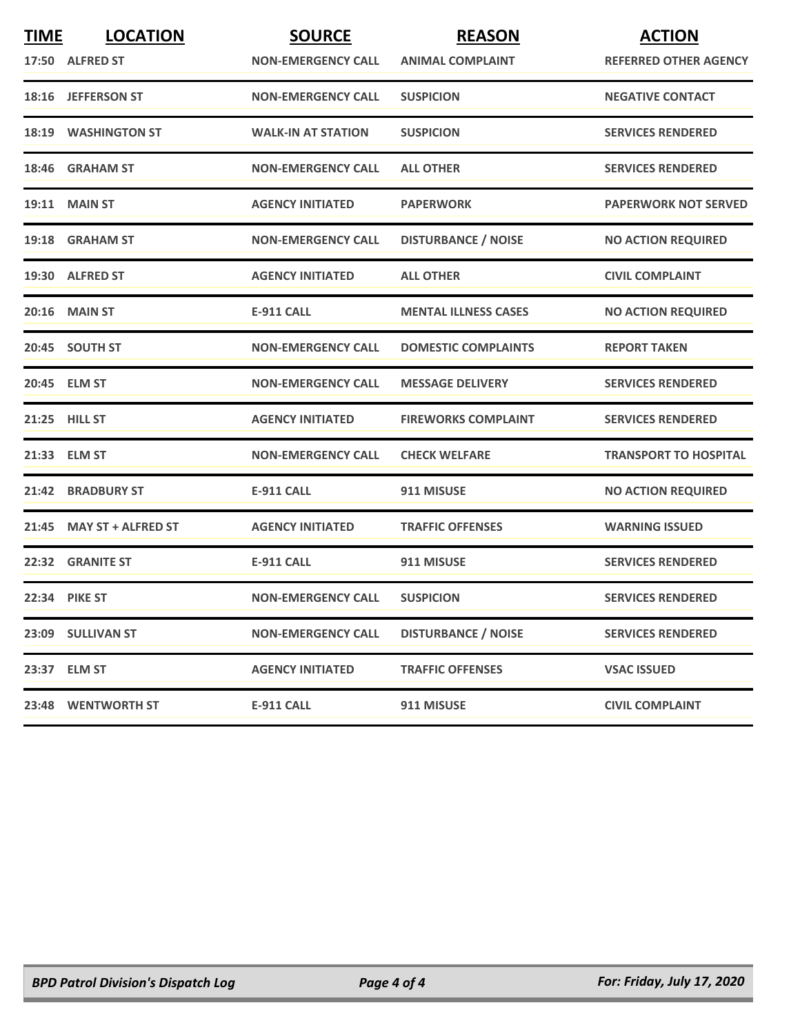| TIME | LOCATION | SOURCE | REASON | ACTION |
|---|---|---|---|---|
| 17:50 | ALFRED ST | NON-EMERGENCY CALL | ANIMAL COMPLAINT | REFERRED OTHER AGENCY |
| 18:16 | JEFFERSON ST | NON-EMERGENCY CALL | SUSPICION | NEGATIVE CONTACT |
| 18:19 | WASHINGTON ST | WALK-IN AT STATION | SUSPICION | SERVICES RENDERED |
| 18:46 | GRAHAM ST | NON-EMERGENCY CALL | ALL OTHER | SERVICES RENDERED |
| 19:11 | MAIN ST | AGENCY INITIATED | PAPERWORK | PAPERWORK NOT SERVED |
| 19:18 | GRAHAM ST | NON-EMERGENCY CALL | DISTURBANCE / NOISE | NO ACTION REQUIRED |
| 19:30 | ALFRED ST | AGENCY INITIATED | ALL OTHER | CIVIL COMPLAINT |
| 20:16 | MAIN ST | E-911 CALL | MENTAL ILLNESS CASES | NO ACTION REQUIRED |
| 20:45 | SOUTH ST | NON-EMERGENCY CALL | DOMESTIC COMPLAINTS | REPORT TAKEN |
| 20:45 | ELM ST | NON-EMERGENCY CALL | MESSAGE DELIVERY | SERVICES RENDERED |
| 21:25 | HILL ST | AGENCY INITIATED | FIREWORKS COMPLAINT | SERVICES RENDERED |
| 21:33 | ELM ST | NON-EMERGENCY CALL | CHECK WELFARE | TRANSPORT TO HOSPITAL |
| 21:42 | BRADBURY ST | E-911 CALL | 911 MISUSE | NO ACTION REQUIRED |
| 21:45 | MAY ST + ALFRED ST | AGENCY INITIATED | TRAFFIC OFFENSES | WARNING ISSUED |
| 22:32 | GRANITE ST | E-911 CALL | 911 MISUSE | SERVICES RENDERED |
| 22:34 | PIKE ST | NON-EMERGENCY CALL | SUSPICION | SERVICES RENDERED |
| 23:09 | SULLIVAN ST | NON-EMERGENCY CALL | DISTURBANCE / NOISE | SERVICES RENDERED |
| 23:37 | ELM ST | AGENCY INITIATED | TRAFFIC OFFENSES | VSAC ISSUED |
| 23:48 | WENTWORTH ST | E-911 CALL | 911 MISUSE | CIVIL COMPLAINT |